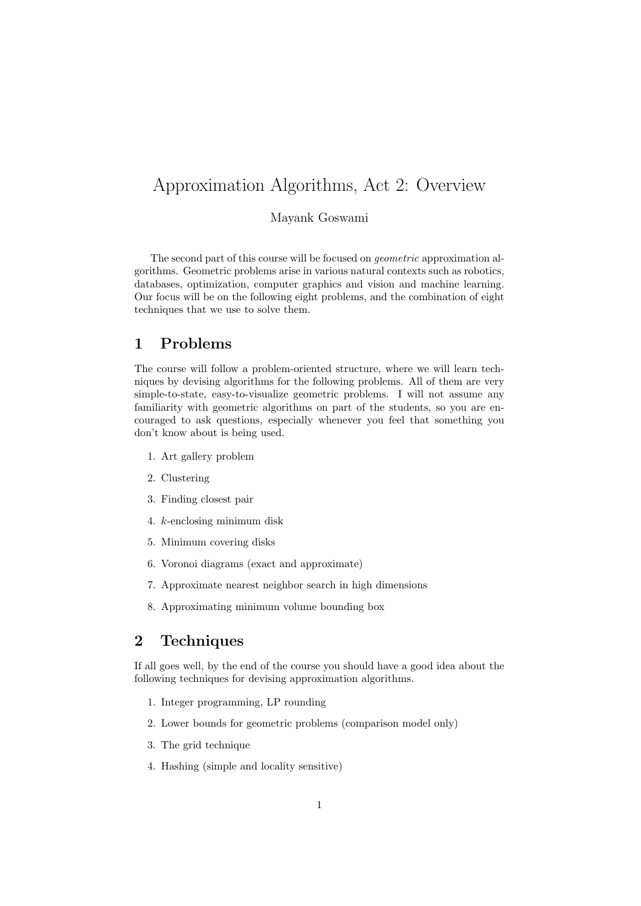# Approximation Algorithms, Act 2: Overview

Mayank Goswami

The second part of this course will be focused on *geometric* approximation algorithms. Geometric problems arise in various natural contexts such as robotics, databases, optimization, computer graphics and vision and machine learning. Our focus will be on the following eight problems, and the combination of eight techniques that we use to solve them.

## 1 Problems

The course will follow a problem-oriented structure, where we will learn techniques by devising algorithms for the following problems. All of them are very simple-to-state, easy-to-visualize geometric problems. I will not assume any familiarity with geometric algorithms on part of the students, so you are encouraged to ask questions, especially whenever you feel that something you don't know about is being used.

1. Art gallery problem
2. Clustering
3. Finding closest pair
4. $k$-enclosing minimum disk
5. Minimum covering disks
6. Voronoi diagrams (exact and approximate)
7. Approximate nearest neighbor search in high dimensions
8. Approximating minimum volume bounding box

## 2 Techniques

If all goes well, by the end of the course you should have a good idea about the following techniques for devising approximation algorithms.

1. Integer programming, LP rounding
2. Lower bounds for geometric problems (comparison model only)
3. The grid technique
4. Hashing (simple and locality sensitive)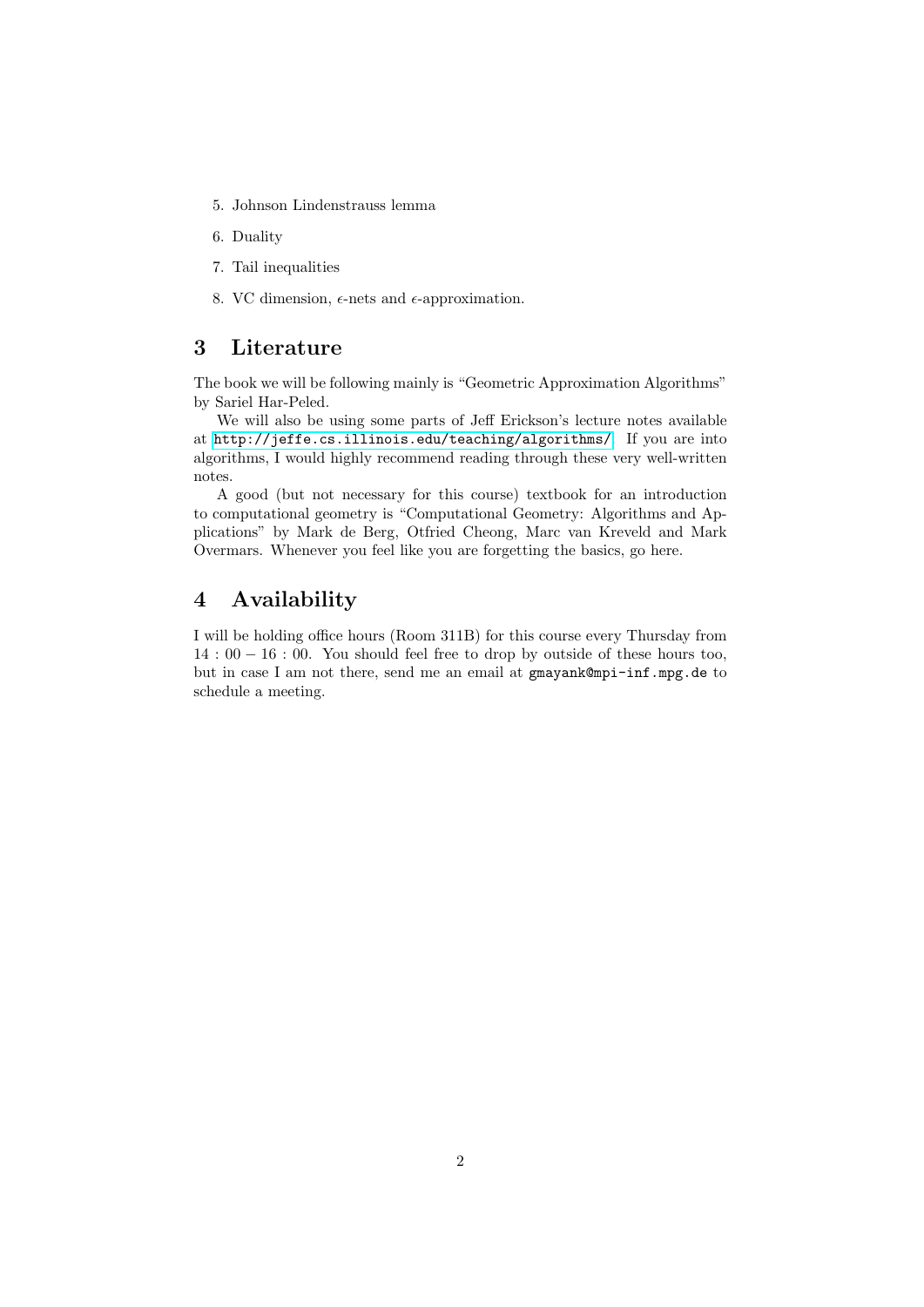5. Johnson Lindenstrauss lemma
6. Duality
7. Tail inequalities
8. VC dimension, $\epsilon$-nets and $\epsilon$-approximation.

## 3 Literature

The book we will be following mainly is "Geometric Approximation Algorithms" by Sariel Har-Peled.

We will also be using some parts of Jeff Erickson's lecture notes available at http://jeffe.cs.illinois.edu/teaching/algorithms/. If you are into algorithms, I would highly recommend reading through these very well-written notes.

A good (but not necessary for this course) textbook for an introduction to computational geometry is "Computational Geometry: Algorithms and Applications" by Mark de Berg, Otfried Cheong, Marc van Kreveld and Mark Overmars. Whenever you feel like you are forgetting the basics, go here.

## 4 Availability

I will be holding office hours (Room 311B) for this course every Thursday from $14:00 - 16:00$. You should feel free to drop by outside of these hours too, but in case I am not there, send me an email at `gmayank@mpi-inf.mpg.de` to schedule a meeting.